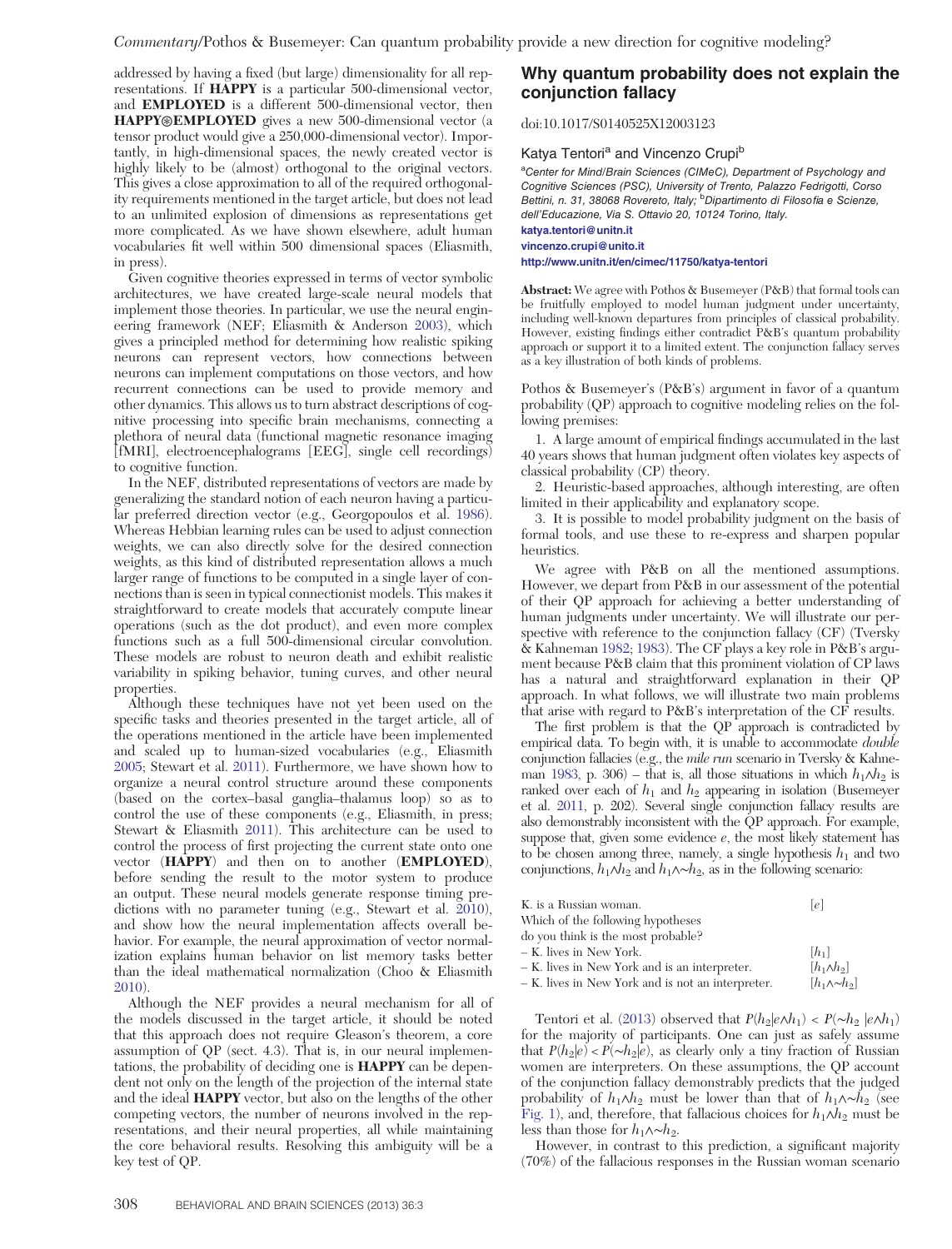addressed by having a fixed (but large) dimensionality for all representations. If **HAPPY** is a particular 500-dimensional vector, and **EMPLOYED** is a different 500-dimensional vector, then **HAPPY⊛EMPLOYED** gives a new 500-dimensional vector (a tensor product would give a 250,000-dimensional vector). Importantly, in high-dimensional spaces, the newly created vector is highly likely to be (almost) orthogonal to the original vectors. This gives a close approximation to all of the required orthogonality requirements mentioned in the target article, but does not lead to an unlimited explosion of dimensions as representations get more complicated. As we have shown elsewhere, adult human vocabularies fit well within 500 dimensional spaces (Eliasmith, in press).

Given cognitive theories expressed in terms of vector symbolic architectures, we have created large-scale neural models that implement those theories. In particular, we use the neural engineering framework (NEF; Eliasmith & Anderson 2003), which gives a principled method for determining how realistic spiking neurons can represent vectors, how connections between neurons can implement computations on those vectors, and how recurrent connections can be used to provide memory and other dynamics. This allows us to turn abstract descriptions of cognitive processing into specific brain mechanisms, connecting a plethora of neural data (functional magnetic resonance imaging [fMRI], electroencephalograms [EEG], single cell recordings) to cognitive function.

In the NEF, distributed representations of vectors are made by generalizing the standard notion of each neuron having a particular preferred direction vector (e.g., Georgopoulos et al. 1986). Whereas Hebbian learning rules can be used to adjust connection weights, we can also directly solve for the desired connection weights, as this kind of distributed representation allows a much larger range of functions to be computed in a single layer of connections than is seen in typical connectionist models. This makes it straightforward to create models that accurately compute linear operations (such as the dot product), and even more complex functions such as a full 500-dimensional circular convolution. These models are robust to neuron death and exhibit realistic variability in spiking behavior, tuning curves, and other neural properties.

Although these techniques have not yet been used on the specific tasks and theories presented in the target article, all of the operations mentioned in the article have been implemented and scaled up to human-sized vocabularies (e.g., Eliasmith 2005; Stewart et al. 2011). Furthermore, we have shown how to organize a neural control structure around these components (based on the cortex–basal ganglia–thalamus loop) so as to control the use of these components (e.g., Eliasmith, in press; Stewart & Eliasmith 2011). This architecture can be used to control the process of first projecting the current state onto one vector (**HAPPY**) and then on to another (**EMPLOYED**), before sending the result to the motor system to produce an output. These neural models generate response timing predictions with no parameter tuning (e.g., Stewart et al. 2010), and show how the neural implementation affects overall behavior. For example, the neural approximation of vector normalization explains human behavior on list memory tasks better than the ideal mathematical normalization (Choo & Eliasmith 2010).

Although the NEF provides a neural mechanism for all of the models discussed in the target article, it should be noted that this approach does not require Gleason's theorem, a core assumption of QP (sect. 4.3). That is, in our neural implementations, the probability of deciding one is **HAPPY** can be dependent not only on the length of the projection of the internal state and the ideal **HAPPY** vector, but also on the lengths of the other competing vectors, the number of neurons involved in the representations, and their neural properties, all while maintaining the core behavioral results. Resolving this ambiguity will be a key test of QP.

## Why quantum probability does not explain the conjunction fallacy

doi:10.1017/S0140525X12003123

Katya Tentori[a] and Vincenzo Crupi[b]

[a]Center for Mind/Brain Sciences (CIMeC), Department of Psychology and Cognitive Sciences (PSC), University of Trento, Palazzo Fedrigotti, Corso Bettini, n. 31, 38068 Rovereto, Italy; [b]Dipartimento di Filosofia e Scienze, dell'Educazione, Via S. Ottavio 20, 10124 Torino, Italy.

katya.tentori@unitn.it

vincenzo.crupi@unito.it

http://www.unitn.it/en/cimec/11750/katya-tentori

**Abstract:** We agree with Pothos & Busemeyer (P&B) that formal tools can be fruitfully employed to model human judgment under uncertainty, including well-known departures from principles of classical probability. However, existing findings either contradict P&B's quantum probability approach or support it to a limited extent. The conjunction fallacy serves as a key illustration of both kinds of problems.

Pothos & Busemeyer's (P&B's) argument in favor of a quantum probability (QP) approach to cognitive modeling relies on the following premises:

1. A large amount of empirical findings accumulated in the last 40 years shows that human judgment often violates key aspects of classical probability (CP) theory.
2. Heuristic-based approaches, although interesting, are often limited in their applicability and explanatory scope.
3. It is possible to model probability judgment on the basis of formal tools, and use these to re-express and sharpen popular heuristics.

We agree with P&B on all the mentioned assumptions. However, we depart from P&B in our assessment of the potential of their QP approach for achieving a better understanding of human judgments under uncertainty. We will illustrate our perspective with reference to the conjunction fallacy (CF) (Tversky & Kahneman 1982; 1983). The CF plays a key role in P&B's argument because P&B claim that this prominent violation of CP laws has a natural and straightforward explanation in their QP approach. In what follows, we will illustrate two main problems that arise with regard to P&B's interpretation of the CF results.

The first problem is that the QP approach is contradicted by empirical data. To begin with, it is unable to accommodate *double* conjunction fallacies (e.g., the *mile run* scenario in Tversky & Kahneman 1983, p. 306) – that is, all those situations in which $h_1 \wedge h_2$ is ranked over each of $h_1$ and $h_2$ appearing in isolation (Busemeyer et al. 2011, p. 202). Several single conjunction fallacy results are also demonstrably inconsistent with the QP approach. For example, suppose that, given some evidence $e$, the most likely statement has to be chosen among three, namely, a single hypothesis $h_1$ and two conjunctions, $h_1 \wedge h_2$ and $h_1 \wedge \sim h_2$, as in the following scenario:

| | |
|---|---|
| K. is a Russian woman. | $[e]$ |
| Which of the following hypotheses do you think is the most probable? | |
| – K. lives in New York. | $[h_1]$ |
| – K. lives in New York and is an interpreter. | $[h_1 \wedge h_2]$ |
| – K. lives in New York and is not an interpreter. | $[h_1 \wedge \sim h_2]$ |

Tentori et al. (2013) observed that $P(h_2|e \wedge h_1) < P(\sim h_2 \,|e \wedge h_1)$ for the majority of participants. One can just as safely assume that $P(h_2|e) < P(\sim h_2|e)$, as clearly only a tiny fraction of Russian women are interpreters. On these assumptions, the QP account of the conjunction fallacy demonstrably predicts that the judged probability of $h_1 \wedge h_2$ must be lower than that of $h_1 \wedge \sim h_2$ (see Fig. 1), and, therefore, that fallacious choices for $h_1 \wedge h_2$ must be less than those for $h_1 \wedge \sim h_2$.

However, in contrast to this prediction, a significant majority (70%) of the fallacious responses in the Russian woman scenario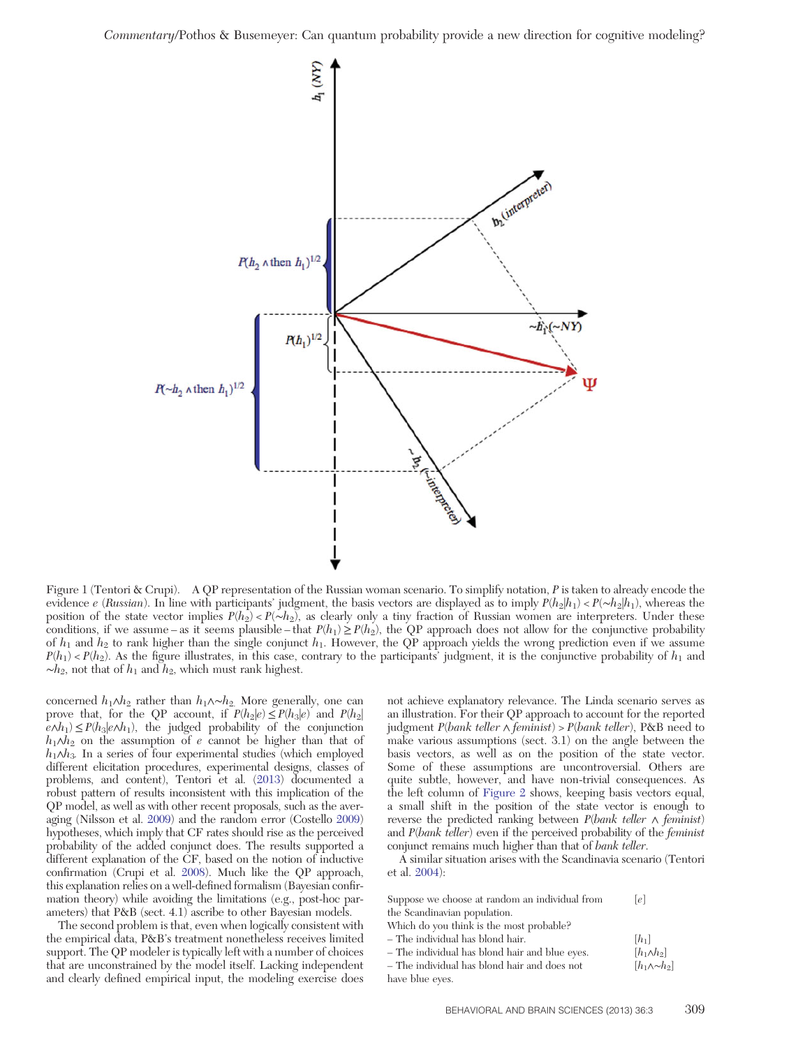Figure 1 (Tentori & Crupi). A QP representation of the Russian woman scenario. To simplify notation, $P$ is taken to already encode the evidence $e$ (*Russian*). In line with participants' judgment, the basis vectors are displayed as to imply $P(h_2|h_1) < P(\sim h_2|h_1)$, whereas the position of the state vector implies $P(h_2) < P(\sim h_2)$, as clearly only a tiny fraction of Russian women are interpreters. Under these conditions, if we assume – as it seems plausible – that $P(h_1) \geq P(h_2)$, the QP approach does not allow for the conjunctive probability of $h_1$ and $h_2$ to rank higher than the single conjunct $h_1$. However, the QP approach yields the wrong prediction even if we assume $P(h_1) < P(h_2)$. As the figure illustrates, in this case, contrary to the participants' judgment, it is the conjunctive probability of $h_1$ and $\sim h_2$, not that of $h_1$ and $h_2$, which must rank highest.

concerned $h_1 \wedge h_2$ rather than $h_1 \wedge \sim h_2$. More generally, one can prove that, for the QP account, if $P(h_2|e) \leq P(h_3|e)$ and $P(h_2|e \wedge h_1) \leq P(h_3|e \wedge h_1)$, the judged probability of the conjunction $h_1 \wedge h_2$ on the assumption of $e$ cannot be higher than that of $h_1 \wedge h_3$. In a series of four experimental studies (which employed different elicitation procedures, experimental designs, classes of problems, and content), Tentori et al. (2013) documented a robust pattern of results inconsistent with this implication of the QP model, as well as with other recent proposals, such as the averaging (Nilsson et al. 2009) and the random error (Costello 2009) hypotheses, which imply that CF rates should rise as the perceived probability of the added conjunct does. The results supported a different explanation of the CF, based on the notion of inductive confirmation (Crupi et al. 2008). Much like the QP approach, this explanation relies on a well-defined formalism (Bayesian confirmation theory) while avoiding the limitations (e.g., post-hoc parameters) that P&B (sect. 4.1) ascribe to other Bayesian models.

The second problem is that, even when logically consistent with the empirical data, P&B's treatment nonetheless receives limited support. The QP modeler is typically left with a number of choices that are unconstrained by the model itself. Lacking independent and clearly defined empirical input, the modeling exercise does not achieve explanatory relevance. The Linda scenario serves as an illustration. For their QP approach to account for the reported judgment $P(bank\ teller \wedge feminist) > P(bank\ teller)$, P&B need to make various assumptions (sect. 3.1) on the angle between the basis vectors, as well as on the position of the state vector. Some of these assumptions are uncontroversial. Others are quite subtle, however, and have non-trivial consequences. As the left column of Figure 2 shows, keeping basis vectors equal, a small shift in the position of the state vector is enough to reverse the predicted ranking between $P(bank\ teller \wedge feminist)$ and $P(bank\ teller)$ even if the perceived probability of the *feminist* conjunct remains much higher than that of *bank teller*.

A similar situation arises with the Scandinavia scenario (Tentori et al. 2004):

| | |
|---|---|
| Suppose we choose at random an individual from the Scandinavian population. | [$e$] |
| Which do you think is the most probable? | |
| – The individual has blond hair. | [$h_1$] |
| – The individual has blond hair and blue eyes. | [$h_1 \wedge h_2$] |
| – The individual has blond hair and does not have blue eyes. | [$h_1 \wedge \sim h_2$] |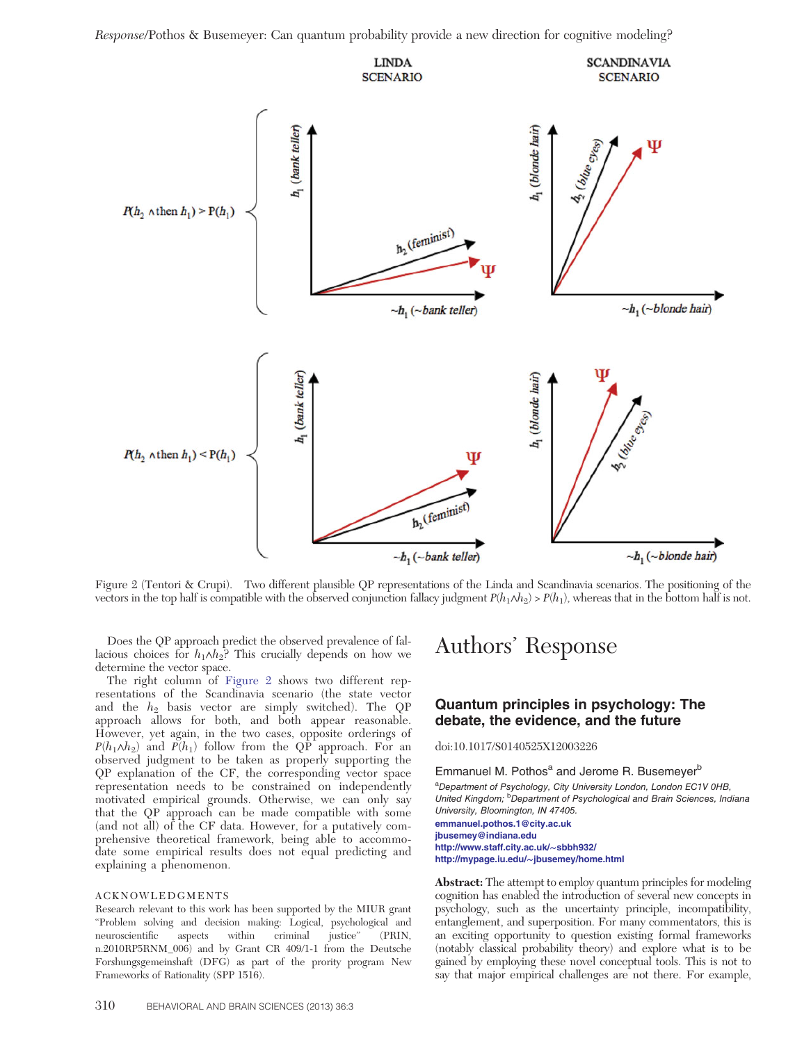LINDA SCENARIO

SCANDINAVIA SCENARIO

$P(h_2 \wedge \text{then } h_1) > P(h_1)$

$h_1$ (bank teller)

$h_2$ (feminist)

Ψ

$\sim h_1$ (~bank teller)

$h_1$ (blonde hair)

$h_2$ (blue eyes)

Ψ

$\sim h_1$ (~blonde hair)

$P(h_2 \wedge \text{then } h_1) < P(h_1)$

$h_1$ (bank teller)

Ψ

$h_2$ (feminist)

$\sim h_1$ (~bank teller)

$h_1$ (blonde hair)

Ψ

$h_2$ (blue eyes)

$\sim h_1$ (~blonde hair)

Figure 2 (Tentori & Crupi). Two different plausible QP representations of the Linda and Scandinavia scenarios. The positioning of the vectors in the top half is compatible with the observed conjunction fallacy judgment $P(h_1 \wedge h_2) > P(h_1)$, whereas that in the bottom half is not.

Does the QP approach predict the observed prevalence of fallacious choices for $h_1 \wedge h_2$? This crucially depends on how we determine the vector space.

The right column of Figure 2 shows two different representations of the Scandinavia scenario (the state vector and the $h_2$ basis vector are simply switched). The QP approach allows for both, and both appear reasonable. However, yet again, in the two cases, opposite orderings of $P(h_1 \wedge h_2)$ and $P(h_1)$ follow from the QP approach. For an observed judgment to be taken as properly supporting the QP explanation of the CF, the corresponding vector space representation needs to be constrained on independently motivated empirical grounds. Otherwise, we can only say that the QP approach can be made compatible with some (and not all) of the CF data. However, for a putatively comprehensive theoretical framework, being able to accommodate some empirical results does not equal predicting and explaining a phenomenon.

### ACKNOWLEDGMENTS

Research relevant to this work has been supported by the MIUR grant "Problem solving and decision making: Logical, psychological and neuroscientific aspects within criminal justice" (PRIN, n.2010RP5RNM_006) and by Grant CR 409/1-1 from the Deutsche Forshungsgemeinschaft (DFG) as part of the prority program New Frameworks of Rationality (SPP 1516).

# Authors' Response

## Quantum principles in psychology: The debate, the evidence, and the future

doi:10.1017/S0140525X12003226

Emmanuel M. Pothos[a] and Jerome R. Busemeyer[b]

[a]Department of Psychology, City University London, London EC1V 0HB, United Kingdom; [b]Department of Psychological and Brain Sciences, Indiana University, Bloomington, IN 47405.

emmanuel.pothos.1@city.ac.uk

jbusemey@indiana.edu

http://www.staff.city.ac.uk/~sbbh932/

http://mypage.iu.edu/~jbusemey/home.html

**Abstract:** The attempt to employ quantum principles for modeling cognition has enabled the introduction of several new concepts in psychology, such as the uncertainty principle, incompatibility, entanglement, and superposition. For many commentators, this is an exciting opportunity to question existing formal frameworks (notably classical probability theory) and explore what is to be gained by employing these novel conceptual tools. This is not to say that major empirical challenges are not there. For example,